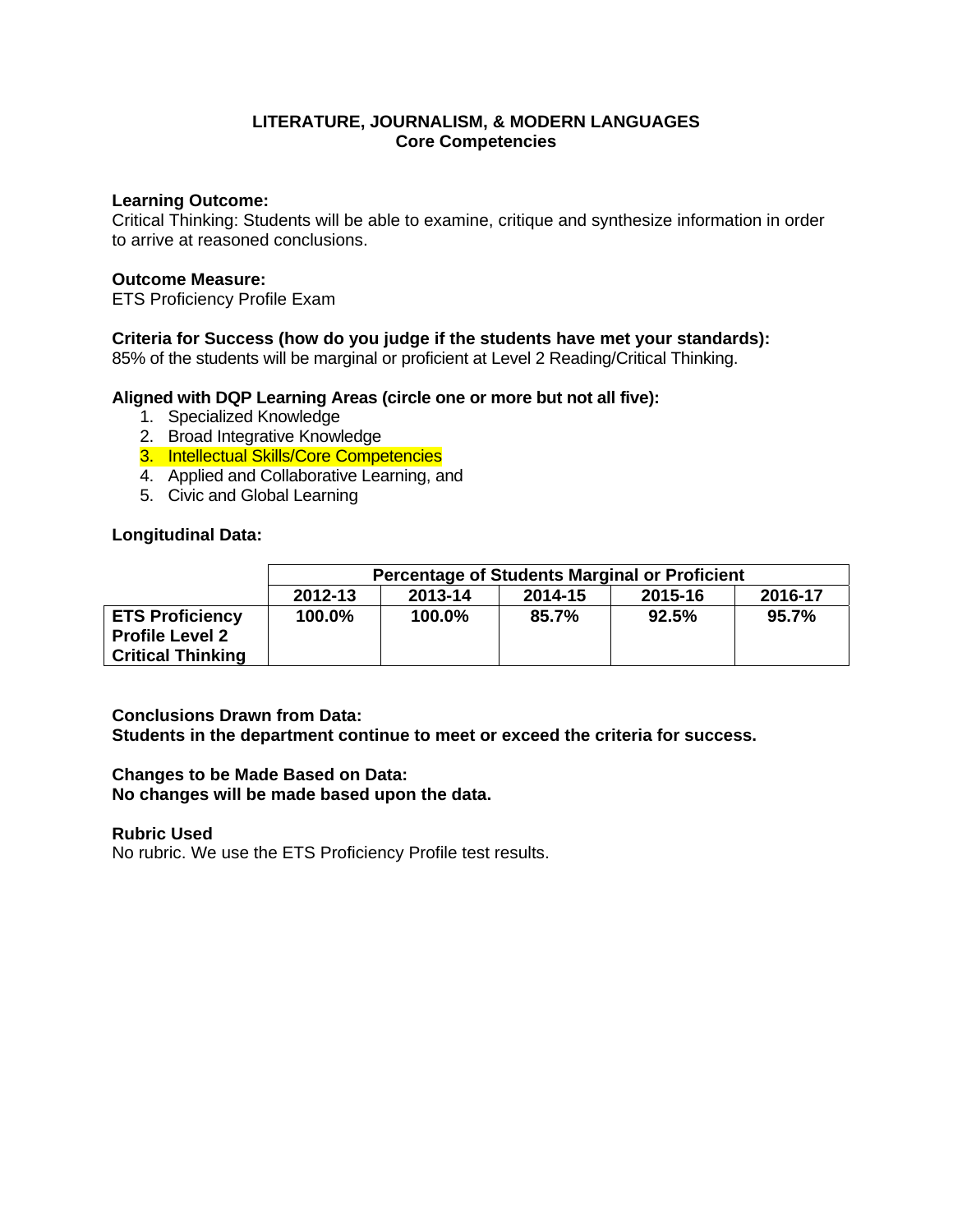# LITERATURE, JOURNALISM, & MODERN LANGUAGES
## Core Competencies

**Learning Outcome:**
Critical Thinking: Students will be able to examine, critique and synthesize information in order to arrive at reasoned conclusions.

**Outcome Measure:**
ETS Proficiency Profile Exam

**Criteria for Success (how do you judge if the students have met your standards):**
85% of the students will be marginal or proficient at Level 2 Reading/Critical Thinking.

**Aligned with DQP Learning Areas (circle one or more but not all five):**

1. Specialized Knowledge
2. Broad Integrative Knowledge
3. Intellectual Skills/Core Competencies
4. Applied and Collaborative Learning, and
5. Civic and Global Learning

**Longitudinal Data:**

| | **Percentage of Students Marginal or Proficient** | | | | |
|---|---|---|---|---|---|
| | **2012-13** | **2013-14** | **2014-15** | **2015-16** | **2016-17** |
| **ETS Proficiency Profile Level 2 Critical Thinking** | **100.0%** | **100.0%** | **85.7%** | **92.5%** | **95.7%** |

**Conclusions Drawn from Data:**
**Students in the department continue to meet or exceed the criteria for success.**

**Changes to be Made Based on Data:**
**No changes will be made based upon the data.**

**Rubric Used**
No rubric. We use the ETS Proficiency Profile test results.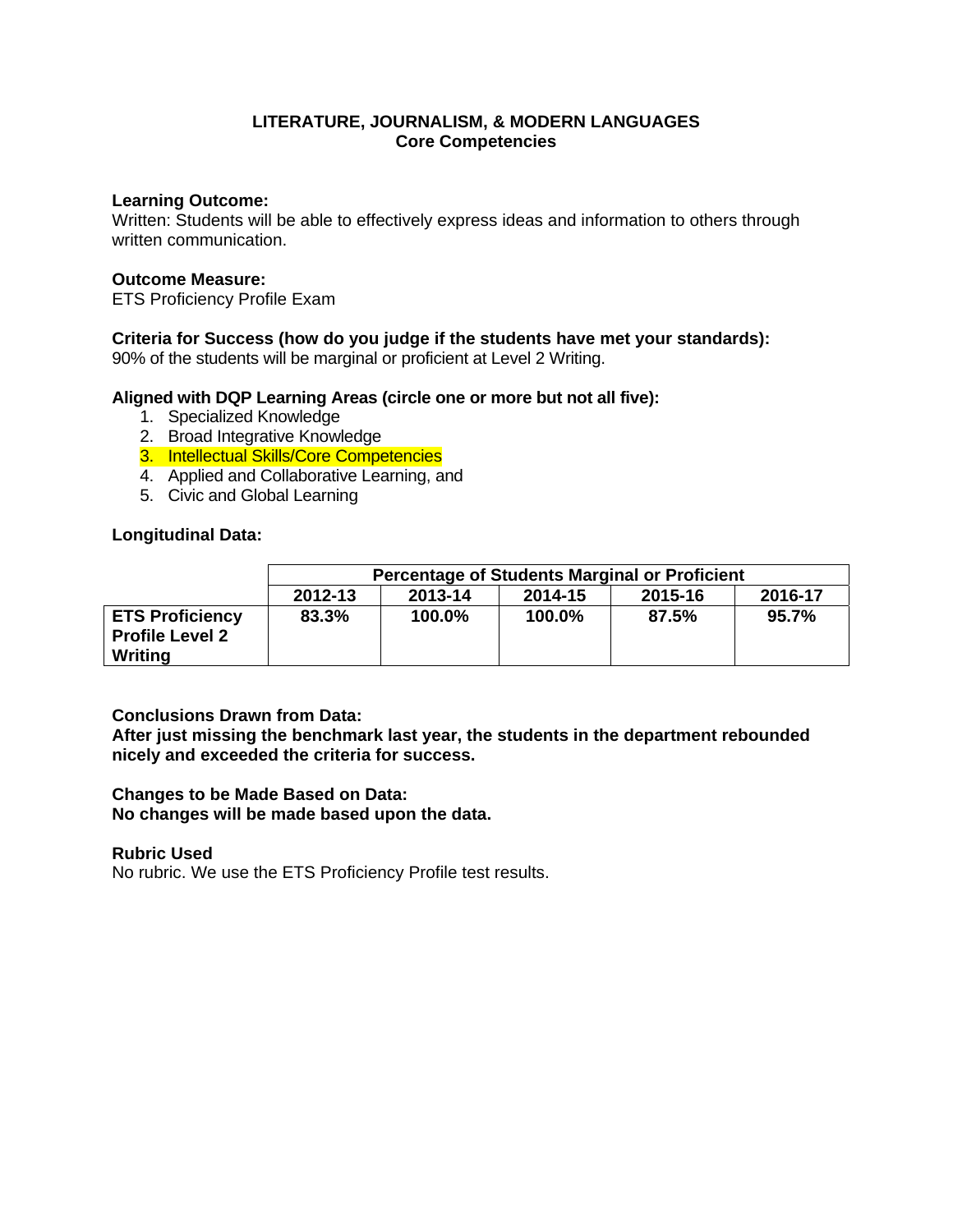**LITERATURE, JOURNALISM, & MODERN LANGUAGES**
**Core Competencies**

**Learning Outcome:**
Written: Students will be able to effectively express ideas and information to others through written communication.

**Outcome Measure:**
ETS Proficiency Profile Exam

**Criteria for Success (how do you judge if the students have met your standards):**
90% of the students will be marginal or proficient at Level 2 Writing.

**Aligned with DQP Learning Areas (circle one or more but not all five):**

1. Specialized Knowledge
2. Broad Integrative Knowledge
3. Intellectual Skills/Core Competencies
4. Applied and Collaborative Learning, and
5. Civic and Global Learning

**Longitudinal Data:**

| | Percentage of Students Marginal or Proficient | | | | |
|---|---|---|---|---|---|
| | **2012-13** | **2013-14** | **2014-15** | **2015-16** | **2016-17** |
| **ETS Proficiency Profile Level 2 Writing** | **83.3%** | **100.0%** | **100.0%** | **87.5%** | **95.7%** |

**Conclusions Drawn from Data:**
**After just missing the benchmark last year, the students in the department rebounded nicely and exceeded the criteria for success.**

**Changes to be Made Based on Data:**
**No changes will be made based upon the data.**

**Rubric Used**
No rubric. We use the ETS Proficiency Profile test results.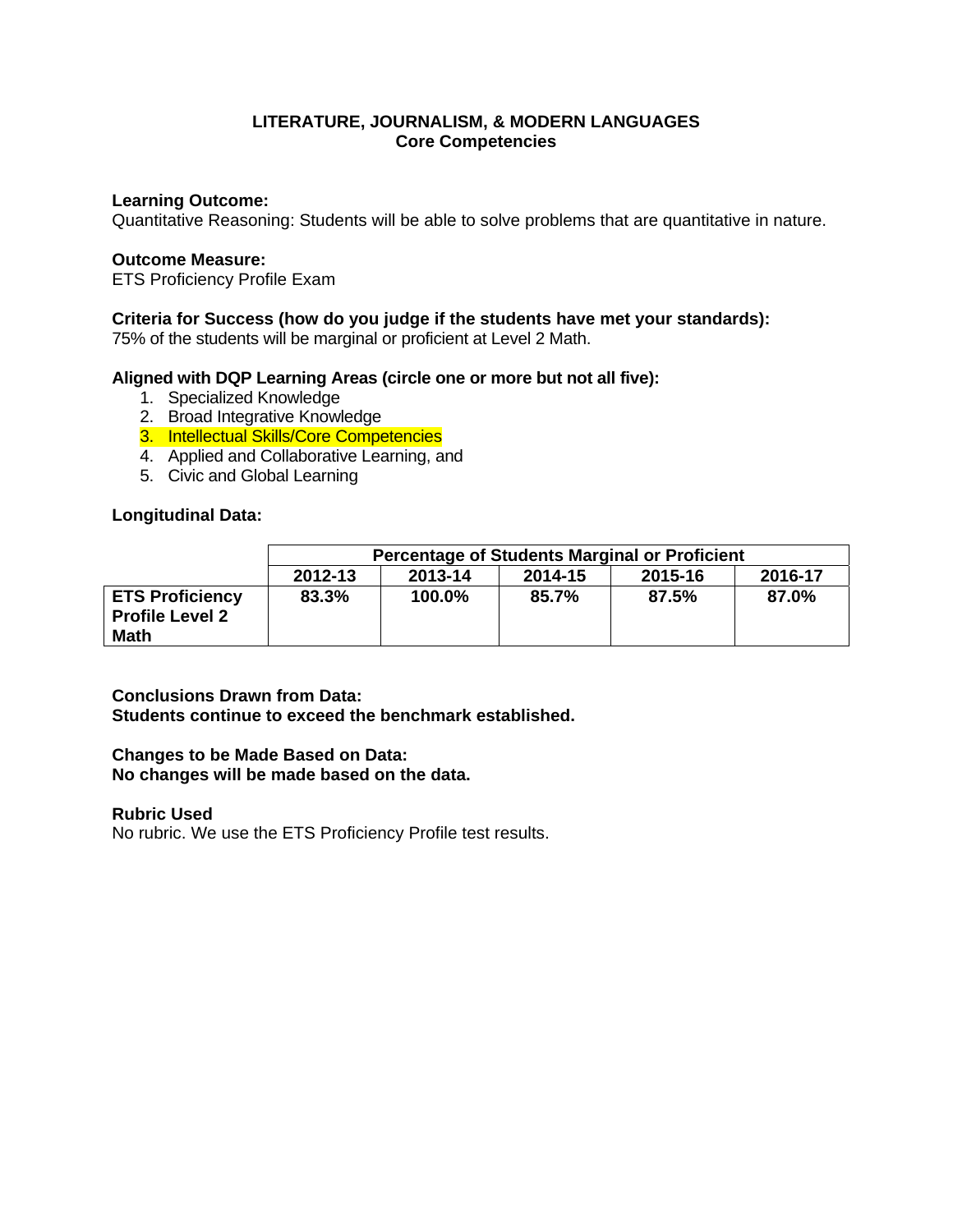# LITERATURE, JOURNALISM, & MODERN LANGUAGES
## Core Competencies

**Learning Outcome:**
Quantitative Reasoning: Students will be able to solve problems that are quantitative in nature.

**Outcome Measure:**
ETS Proficiency Profile Exam

**Criteria for Success (how do you judge if the students have met your standards):**
75% of the students will be marginal or proficient at Level 2 Math.

**Aligned with DQP Learning Areas (circle one or more but not all five):**
1. Specialized Knowledge
2. Broad Integrative Knowledge
3. Intellectual Skills/Core Competencies
4. Applied and Collaborative Learning, and
5. Civic and Global Learning

**Longitudinal Data:**

| | Percentage of Students Marginal or Proficient | | | | |
|---|---|---|---|---|---|
| | **2012-13** | **2013-14** | **2014-15** | **2015-16** | **2016-17** |
| **ETS Proficiency Profile Level 2 Math** | **83.3%** | **100.0%** | **85.7%** | **87.5%** | **87.0%** |

**Conclusions Drawn from Data:**
**Students continue to exceed the benchmark established.**

**Changes to be Made Based on Data:**
**No changes will be made based on the data.**

**Rubric Used**
No rubric. We use the ETS Proficiency Profile test results.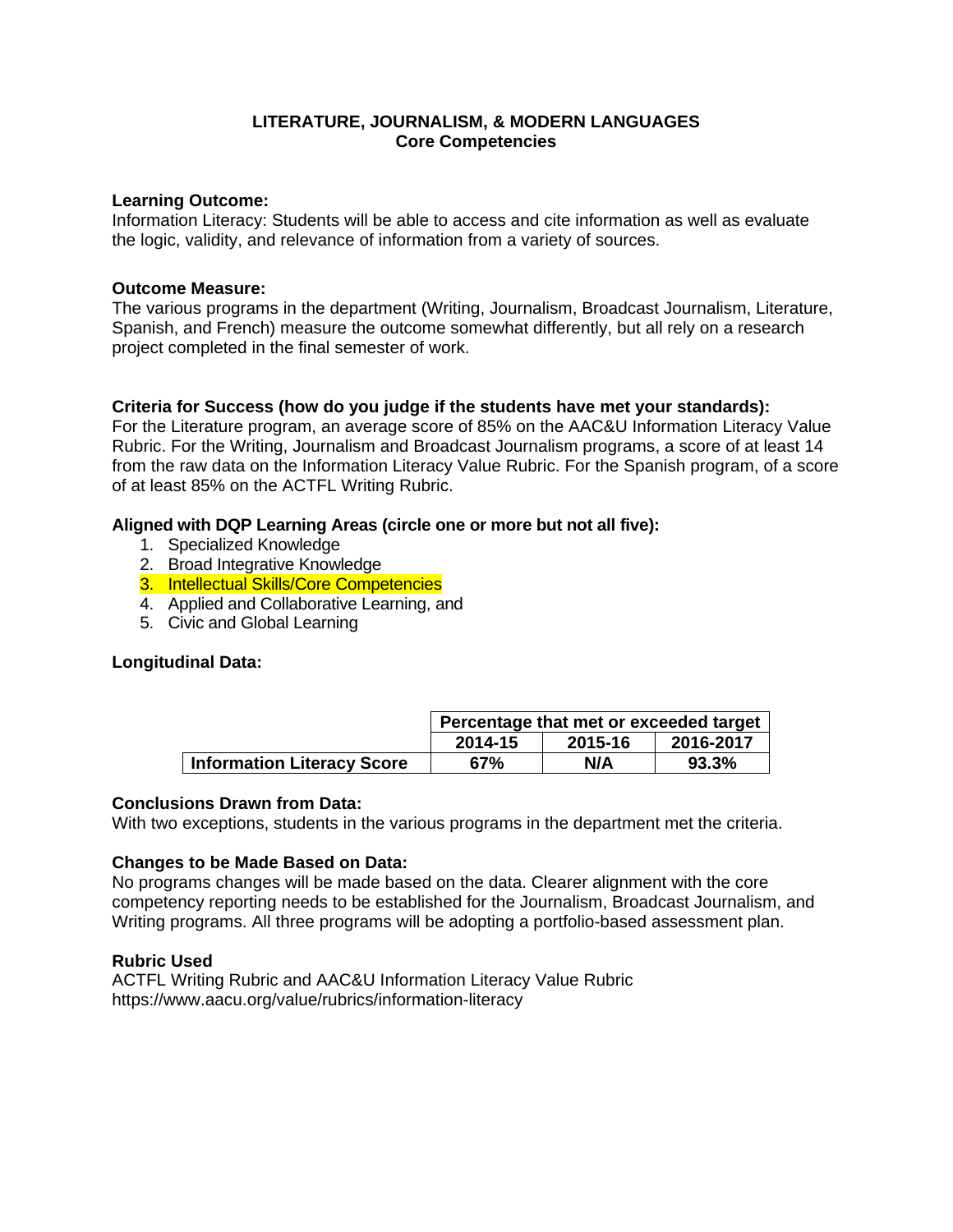**LITERATURE, JOURNALISM, & MODERN LANGUAGES**
**Core Competencies**

**Learning Outcome:**
Information Literacy: Students will be able to access and cite information as well as evaluate the logic, validity, and relevance of information from a variety of sources.

**Outcome Measure:**
The various programs in the department (Writing, Journalism, Broadcast Journalism, Literature, Spanish, and French) measure the outcome somewhat differently, but all rely on a research project completed in the final semester of work.

**Criteria for Success (how do you judge if the students have met your standards):**
For the Literature program, an average score of 85% on the AAC&U Information Literacy Value Rubric. For the Writing, Journalism and Broadcast Journalism programs, a score of at least 14 from the raw data on the Information Literacy Value Rubric. For the Spanish program, of a score of at least 85% on the ACTFL Writing Rubric.

**Aligned with DQP Learning Areas (circle one or more but not all five):**

1. Specialized Knowledge
2. Broad Integrative Knowledge
3. Intellectual Skills/Core Competencies
4. Applied and Collaborative Learning, and
5. Civic and Global Learning

**Longitudinal Data:**

| | Percentage that met or exceeded target | | |
|---|---|---|---|
| | **2014-15** | **2015-16** | **2016-2017** |
| **Information Literacy Score** | **67%** | **N/A** | **93.3%** |

**Conclusions Drawn from Data:**
With two exceptions, students in the various programs in the department met the criteria.

**Changes to be Made Based on Data:**
No programs changes will be made based on the data. Clearer alignment with the core competency reporting needs to be established for the Journalism, Broadcast Journalism, and Writing programs. All three programs will be adopting a portfolio-based assessment plan.

**Rubric Used**
ACTFL Writing Rubric and AAC&U Information Literacy Value Rubric
https://www.aacu.org/value/rubrics/information-literacy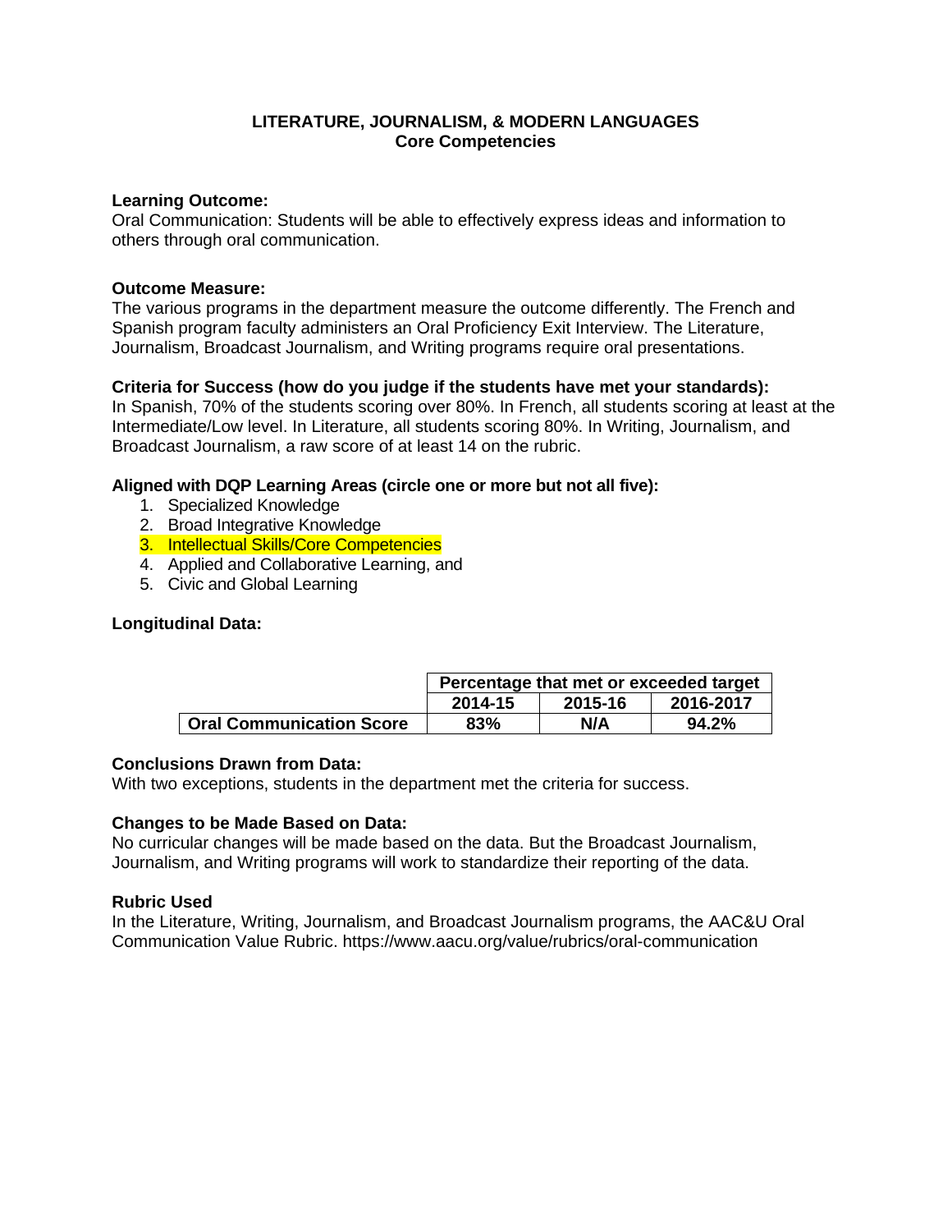**LITERATURE, JOURNALISM, & MODERN LANGUAGES**
**Core Competencies**

**Learning Outcome:**
Oral Communication: Students will be able to effectively express ideas and information to others through oral communication.

**Outcome Measure:**
The various programs in the department measure the outcome differently. The French and Spanish program faculty administers an Oral Proficiency Exit Interview. The Literature, Journalism, Broadcast Journalism, and Writing programs require oral presentations.

**Criteria for Success (how do you judge if the students have met your standards):**
In Spanish, 70% of the students scoring over 80%. In French, all students scoring at least at the Intermediate/Low level. In Literature, all students scoring 80%. In Writing, Journalism, and Broadcast Journalism, a raw score of at least 14 on the rubric.

**Aligned with DQP Learning Areas (circle one or more but not all five):**

1. Specialized Knowledge
2. Broad Integrative Knowledge
3. Intellectual Skills/Core Competencies
4. Applied and Collaborative Learning, and
5. Civic and Global Learning

**Longitudinal Data:**

| | Percentage that met or exceeded target | | |
|---|---|---|---|
| | 2014-15 | 2015-16 | 2016-2017 |
| **Oral Communication Score** | 83% | N/A | 94.2% |

**Conclusions Drawn from Data:**
With two exceptions, students in the department met the criteria for success.

**Changes to be Made Based on Data:**
No curricular changes will be made based on the data. But the Broadcast Journalism, Journalism, and Writing programs will work to standardize their reporting of the data.

**Rubric Used**
In the Literature, Writing, Journalism, and Broadcast Journalism programs, the AAC&U Oral Communication Value Rubric. https://www.aacu.org/value/rubrics/oral-communication